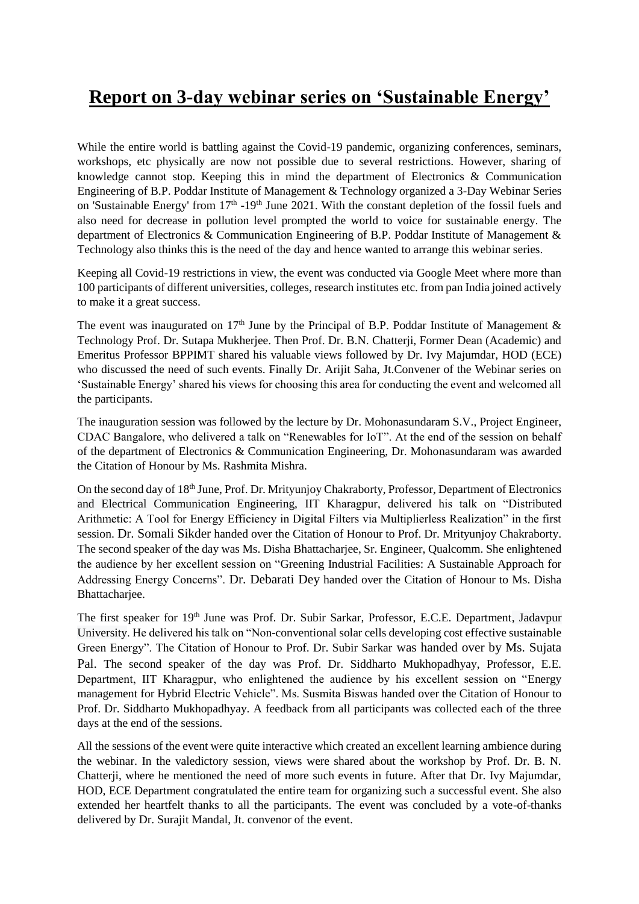# **Report on 3-day webinar series on 'Sustainable Energy'**

While the entire world is battling against the Covid-19 pandemic, organizing conferences, seminars, workshops, etc physically are now not possible due to several restrictions. However, sharing of knowledge cannot stop. Keeping this in mind the department of Electronics & Communication Engineering of B.P. Poddar Institute of Management & Technology organized a 3-Day Webinar Series on 'Sustainable Energy' from 17th -19th June 2021. With the constant depletion of the fossil fuels and also need for decrease in pollution level prompted the world to voice for sustainable energy. The department of Electronics & Communication Engineering of B.P. Poddar Institute of Management & Technology also thinks this is the need of the day and hence wanted to arrange this webinar series.

Keeping all Covid-19 restrictions in view, the event was conducted via Google Meet where more than 100 participants of different universities, colleges, research institutes etc. from pan India joined actively to make it a great success.

The event was inaugurated on 17th June by the Principal of B.P. Poddar Institute of Management & Technology Prof. Dr. Sutapa Mukherjee. Then Prof. Dr. B.N. Chatterji, Former Dean (Academic) and Emeritus Professor BPPIMT shared his valuable views followed by Dr. Ivy Majumdar, HOD (ECE) who discussed the need of such events. Finally Dr. Arijit Saha, Jt.Convener of the Webinar series on 'Sustainable Energy' shared his views for choosing this area for conducting the event and welcomed all the participants.

The inauguration session was followed by the lecture by Dr. Mohonasundaram S.V., Project Engineer, CDAC Bangalore, who delivered a talk on "Renewables for IoT". At the end of the session on behalf of the department of Electronics & Communication Engineering, Dr. Mohonasundaram was awarded the Citation of Honour by Ms. Rashmita Mishra.

On the second day of 18th June, Prof. Dr. Mrityunjoy Chakraborty, Professor, Department of Electronics and Electrical Communication Engineering, IIT Kharagpur, delivered his talk on "Distributed Arithmetic: A Tool for Energy Efficiency in Digital Filters via Multiplierless Realization" in the first session. Dr. Somali Sikder handed over the Citation of Honour to Prof. Dr. Mrityunjoy Chakraborty. The second speaker of the day was Ms. Disha Bhattacharjee, Sr. Engineer, Qualcomm. She enlightened the audience by her excellent session on "Greening Industrial Facilities: A Sustainable Approach for Addressing Energy Concerns". Dr. Debarati Dey handed over the Citation of Honour to Ms. Disha Bhattacharjee.

The first speaker for 19th June was Prof. Dr. Subir Sarkar, Professor, E.C.E. Department, Jadavpur University. He delivered his talk on "Non-conventional solar cells developing cost effective sustainable Green Energy". The Citation of Honour to Prof. Dr. Subir Sarkar was handed over by Ms. Sujata Pal. The second speaker of the day was Prof. Dr. Siddharto Mukhopadhyay, Professor, E.E. Department, IIT Kharagpur, who enlightened the audience by his excellent session on "Energy management for Hybrid Electric Vehicle". Ms. Susmita Biswas handed over the Citation of Honour to Prof. Dr. Siddharto Mukhopadhyay. A feedback from all participants was collected each of the three days at the end of the sessions.

All the sessions of the event were quite interactive which created an excellent learning ambience during the webinar. In the valedictory session, views were shared about the workshop by Prof. Dr. B. N. Chatterji, where he mentioned the need of more such events in future. After that Dr. Ivy Majumdar, HOD, ECE Department congratulated the entire team for organizing such a successful event. She also extended her heartfelt thanks to all the participants. The event was concluded by a vote-of-thanks delivered by Dr. Surajit Mandal, Jt. convenor of the event.